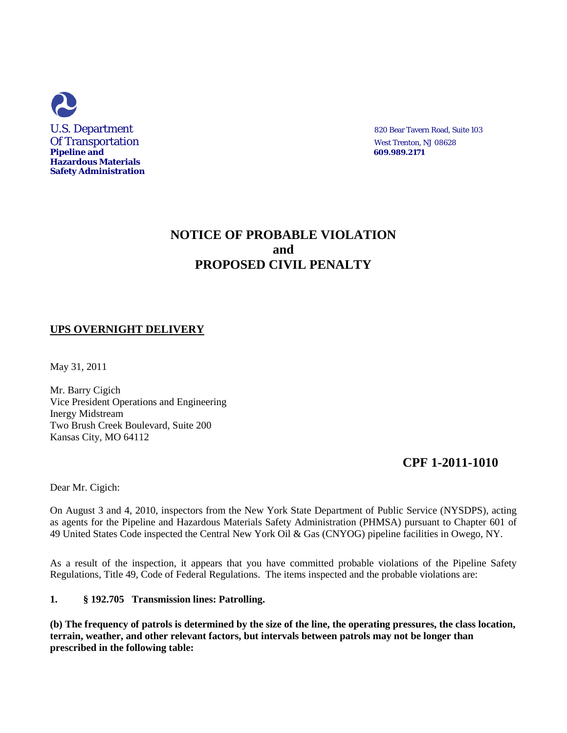U.S. Department
Of Transportation
**Pipeline and**
**Hazardous Materials**
**Safety Administration**

820 Bear Tavern Road, Suite 103
West Trenton, NJ 08628
**609.989.2171**

# NOTICE OF PROBABLE VIOLATION and PROPOSED CIVIL PENALTY

**UPS OVERNIGHT DELIVERY**

May 31, 2011

Mr. Barry Cigich
Vice President Operations and Engineering
Inergy Midstream
Two Brush Creek Boulevard, Suite 200
Kansas City, MO 64112

**CPF 1-2011-1010**

Dear Mr. Cigich:

On August 3 and 4, 2010, inspectors from the New York State Department of Public Service (NYSDPS), acting as agents for the Pipeline and Hazardous Materials Safety Administration (PHMSA) pursuant to Chapter 601 of 49 United States Code inspected the Central New York Oil & Gas (CNYOG) pipeline facilities in Owego, NY.

As a result of the inspection, it appears that you have committed probable violations of the Pipeline Safety Regulations, Title 49, Code of Federal Regulations. The items inspected and the probable violations are:

**1. § 192.705 Transmission lines: Patrolling.**

**(b) The frequency of patrols is determined by the size of the line, the operating pressures, the class location, terrain, weather, and other relevant factors, but intervals between patrols may not be longer than prescribed in the following table:**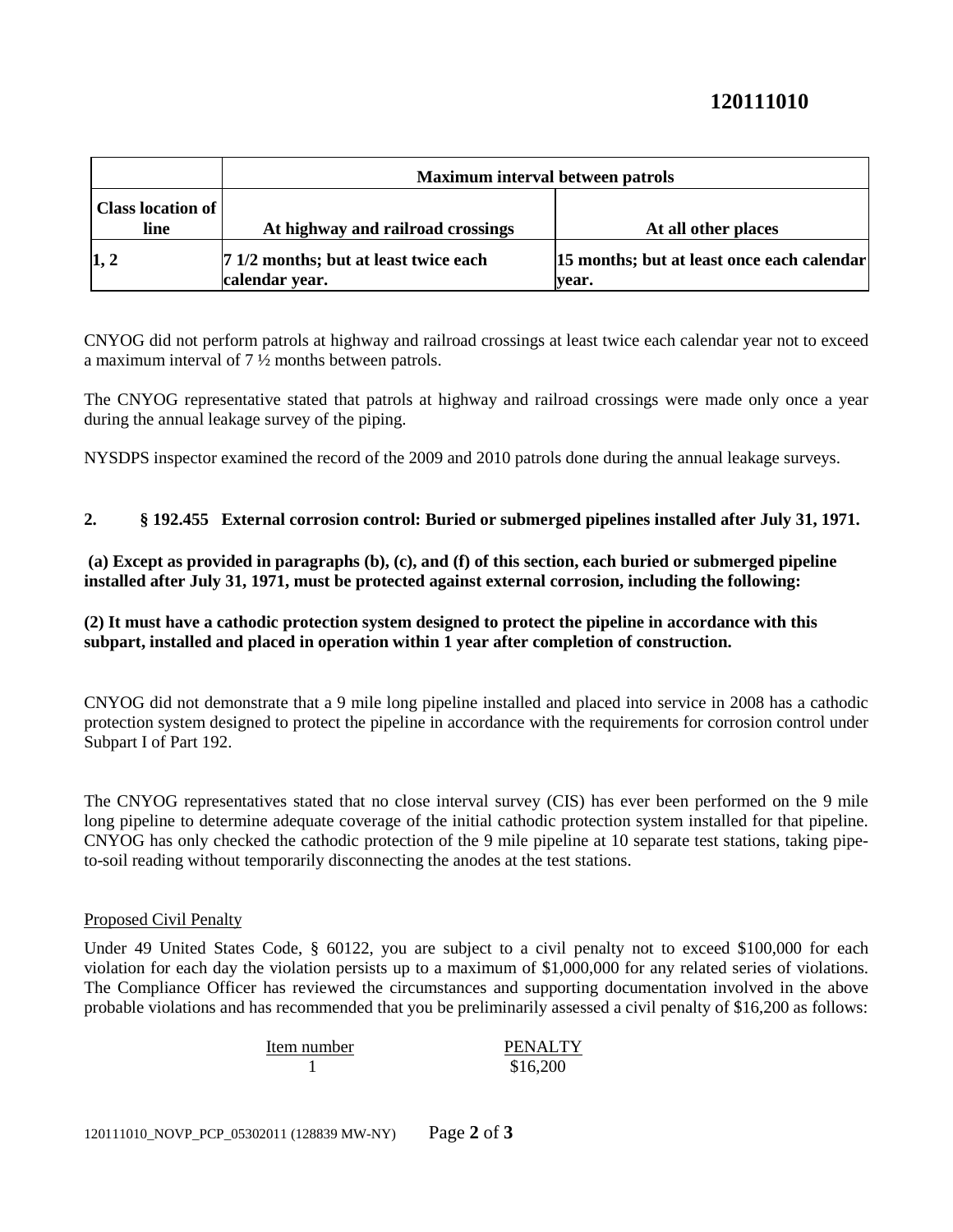**120111010**

| | Maximum interval between patrols | |
|---|---|---|
| **Class location of line** | **At highway and railroad crossings** | **At all other places** |
| **1, 2** | **7 1/2 months; but at least twice each calendar year.** | **15 months; but at least once each calendar year.** |

CNYOG did not perform patrols at highway and railroad crossings at least twice each calendar year not to exceed a maximum interval of 7 ½ months between patrols.

The CNYOG representative stated that patrols at highway and railroad crossings were made only once a year during the annual leakage survey of the piping.

NYSDPS inspector examined the record of the 2009 and 2010 patrols done during the annual leakage surveys.

**2. § 192.455 External corrosion control: Buried or submerged pipelines installed after July 31, 1971.**

**(a) Except as provided in paragraphs (b), (c), and (f) of this section, each buried or submerged pipeline installed after July 31, 1971, must be protected against external corrosion, including the following:**

**(2) It must have a cathodic protection system designed to protect the pipeline in accordance with this subpart, installed and placed in operation within 1 year after completion of construction.**

CNYOG did not demonstrate that a 9 mile long pipeline installed and placed into service in 2008 has a cathodic protection system designed to protect the pipeline in accordance with the requirements for corrosion control under Subpart I of Part 192.

The CNYOG representatives stated that no close interval survey (CIS) has ever been performed on the 9 mile long pipeline to determine adequate coverage of the initial cathodic protection system installed for that pipeline. CNYOG has only checked the cathodic protection of the 9 mile pipeline at 10 separate test stations, taking pipe-to-soil reading without temporarily disconnecting the anodes at the test stations.

Proposed Civil Penalty

Under 49 United States Code, § 60122, you are subject to a civil penalty not to exceed $100,000 for each violation for each day the violation persists up to a maximum of $1,000,000 for any related series of violations. The Compliance Officer has reviewed the circumstances and supporting documentation involved in the above probable violations and has recommended that you be preliminarily assessed a civil penalty of $16,200 as follows:

| Item number | PENALTY |
|---|---|
| 1 | $16,200 |

120111010_NOVP_PCP_05302011 (128839 MW-NY)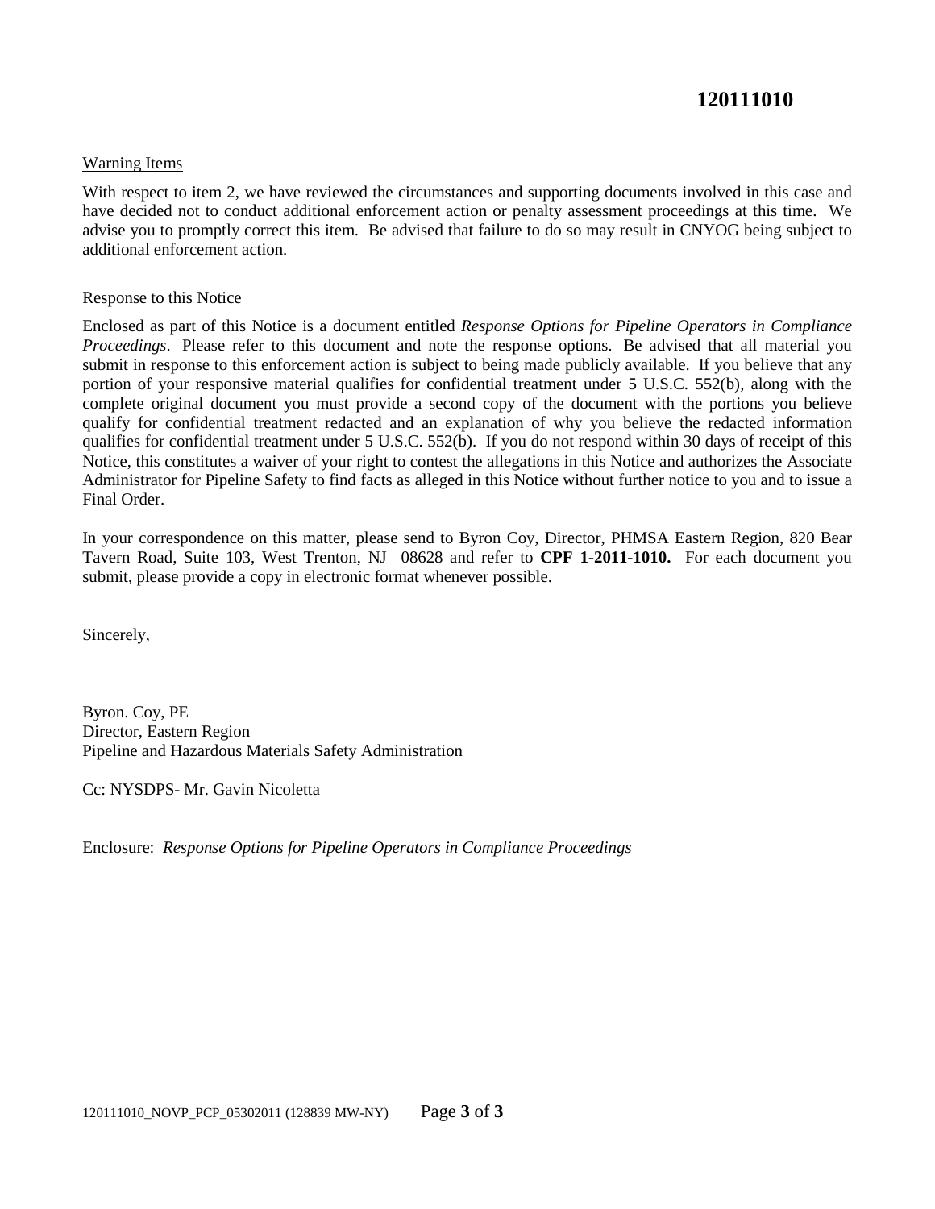## 120111010

Warning Items

With respect to item 2, we have reviewed the circumstances and supporting documents involved in this case and have decided not to conduct additional enforcement action or penalty assessment proceedings at this time. We advise you to promptly correct this item. Be advised that failure to do so may result in CNYOG being subject to additional enforcement action.

Response to this Notice

Enclosed as part of this Notice is a document entitled *Response Options for Pipeline Operators in Compliance Proceedings*. Please refer to this document and note the response options. Be advised that all material you submit in response to this enforcement action is subject to being made publicly available. If you believe that any portion of your responsive material qualifies for confidential treatment under 5 U.S.C. 552(b), along with the complete original document you must provide a second copy of the document with the portions you believe qualify for confidential treatment redacted and an explanation of why you believe the redacted information qualifies for confidential treatment under 5 U.S.C. 552(b). If you do not respond within 30 days of receipt of this Notice, this constitutes a waiver of your right to contest the allegations in this Notice and authorizes the Associate Administrator for Pipeline Safety to find facts as alleged in this Notice without further notice to you and to issue a Final Order.

In your correspondence on this matter, please send to Byron Coy, Director, PHMSA Eastern Region, 820 Bear Tavern Road, Suite 103, West Trenton, NJ 08628 and refer to **CPF 1-2011-1010.** For each document you submit, please provide a copy in electronic format whenever possible.

Sincerely,

Byron. Coy, PE
Director, Eastern Region
Pipeline and Hazardous Materials Safety Administration

Cc: NYSDPS- Mr. Gavin Nicoletta

Enclosure: *Response Options for Pipeline Operators in Compliance Proceedings*

120111010_NOVP_PCP_05302011 (128839 MW-NY)